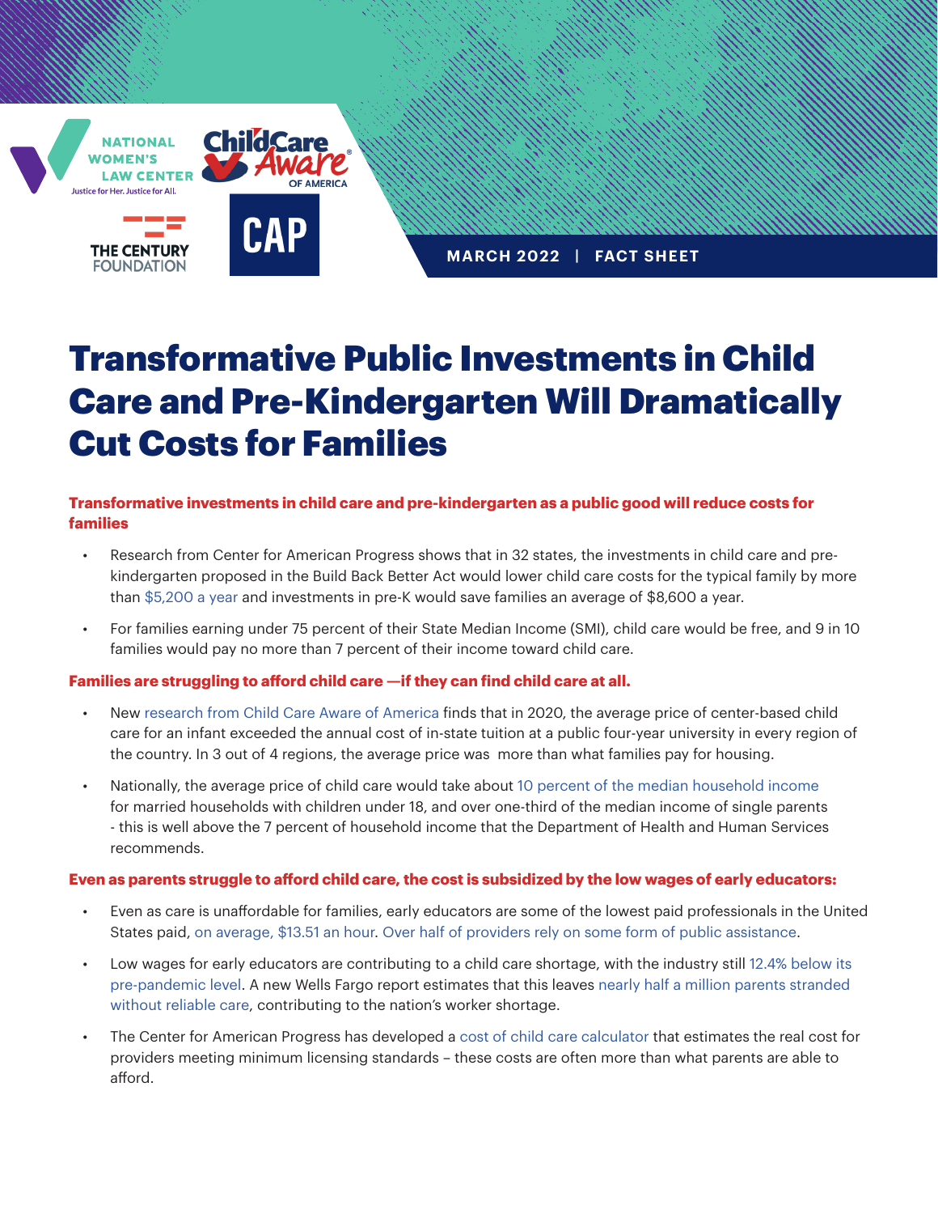MARCH 2022 | FACT SHEET

# Transformative Public Investments in Child Care and Pre-Kindergarten Will Dramatically Cut Costs for Families

### Transformative investments in child care and pre-kindergarten as a public good will reduce costs for families

- Research from Center for American Progress shows that in 32 states, the investments in child care and pre-kindergarten proposed in the Build Back Better Act would lower child care costs for the typical family by more than $5,200 a year and investments in pre-K would save families an average of $8,600 a year.
- For families earning under 75 percent of their State Median Income (SMI), child care would be free, and 9 in 10 families would pay no more than 7 percent of their income toward child care.

### Families are struggling to afford child care —if they can find child care at all.

- New research from Child Care Aware of America finds that in 2020, the average price of center-based child care for an infant exceeded the annual cost of in-state tuition at a public four-year university in every region of the country. In 3 out of 4 regions, the average price was more than what families pay for housing.
- Nationally, the average price of child care would take about 10 percent of the median household income for married households with children under 18, and over one-third of the median income of single parents - this is well above the 7 percent of household income that the Department of Health and Human Services recommends.

### Even as parents struggle to afford child care, the cost is subsidized by the low wages of early educators:

- Even as care is unaffordable for families, early educators are some of the lowest paid professionals in the United States paid, on average, $13.51 an hour. Over half of providers rely on some form of public assistance.
- Low wages for early educators are contributing to a child care shortage, with the industry still 12.4% below its pre-pandemic level. A new Wells Fargo report estimates that this leaves nearly half a million parents stranded without reliable care, contributing to the nation's worker shortage.
- The Center for American Progress has developed a cost of child care calculator that estimates the real cost for providers meeting minimum licensing standards – these costs are often more than what parents are able to afford.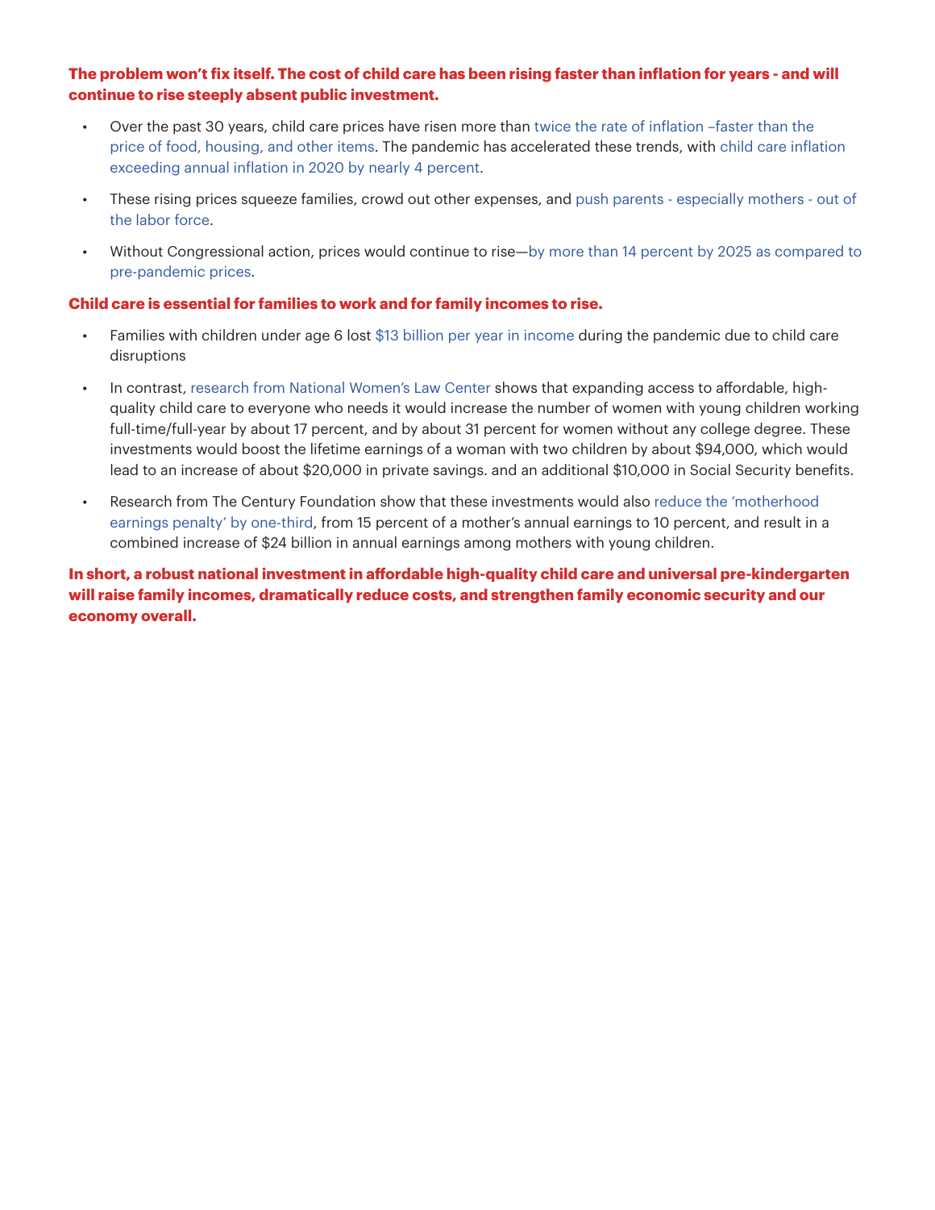**The problem won't fix itself. The cost of child care has been rising faster than inflation for years - and will continue to rise steeply absent public investment.**

- Over the past 30 years, child care prices have risen more than twice the rate of inflation –faster than the price of food, housing, and other items. The pandemic has accelerated these trends, with child care inflation exceeding annual inflation in 2020 by nearly 4 percent.
- These rising prices squeeze families, crowd out other expenses, and push parents - especially mothers - out of the labor force.
- Without Congressional action, prices would continue to rise—by more than 14 percent by 2025 as compared to pre-pandemic prices.

**Child care is essential for families to work and for family incomes to rise.**

- Families with children under age 6 lost $13 billion per year in income during the pandemic due to child care disruptions
- In contrast, research from National Women's Law Center shows that expanding access to affordable, high-quality child care to everyone who needs it would increase the number of women with young children working full-time/full-year by about 17 percent, and by about 31 percent for women without any college degree. These investments would boost the lifetime earnings of a woman with two children by about $94,000, which would lead to an increase of about $20,000 in private savings. and an additional $10,000 in Social Security benefits.
- Research from The Century Foundation show that these investments would also reduce the 'motherhood earnings penalty' by one-third, from 15 percent of a mother's annual earnings to 10 percent, and result in a combined increase of $24 billion in annual earnings among mothers with young children.

**In short, a robust national investment in affordable high-quality child care and universal pre-kindergarten will raise family incomes, dramatically reduce costs, and strengthen family economic security and our economy overall.**